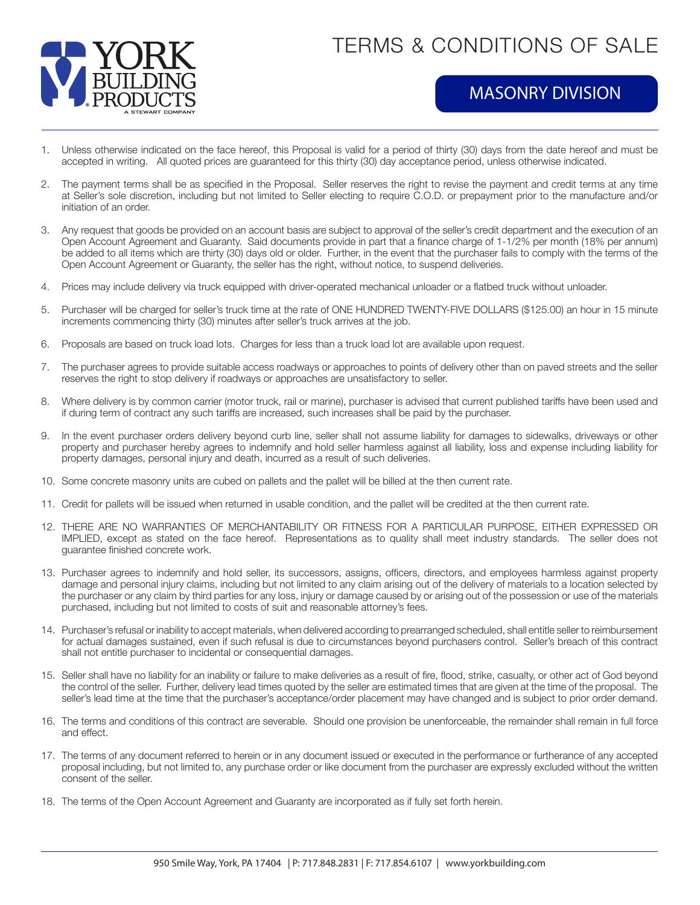# YORK BUILDING PRODUCTS

A STEWART COMPANY

# TERMS & CONDITIONS OF SALE

## MASONRY DIVISION

1. Unless otherwise indicated on the face hereof, this Proposal is valid for a period of thirty (30) days from the date hereof and must be accepted in writing. All quoted prices are guaranteed for this thirty (30) day acceptance period, unless otherwise indicated.

2. The payment terms shall be as specified in the Proposal. Seller reserves the right to revise the payment and credit terms at any time at Seller's sole discretion, including but not limited to Seller electing to require C.O.D. or prepayment prior to the manufacture and/or initiation of an order.

3. Any request that goods be provided on an account basis are subject to approval of the seller's credit department and the execution of an Open Account Agreement and Guaranty. Said documents provide in part that a finance charge of 1-1/2% per month (18% per annum) be added to all items which are thirty (30) days old or older. Further, in the event that the purchaser fails to comply with the terms of the Open Account Agreement or Guaranty, the seller has the right, without notice, to suspend deliveries.

4. Prices may include delivery via truck equipped with driver-operated mechanical unloader or a flatbed truck without unloader.

5. Purchaser will be charged for seller's truck time at the rate of ONE HUNDRED TWENTY-FIVE DOLLARS ($125.00) an hour in 15 minute increments commencing thirty (30) minutes after seller's truck arrives at the job.

6. Proposals are based on truck load lots. Charges for less than a truck load lot are available upon request.

7. The purchaser agrees to provide suitable access roadways or approaches to points of delivery other than on paved streets and the seller reserves the right to stop delivery if roadways or approaches are unsatisfactory to seller.

8. Where delivery is by common carrier (motor truck, rail or marine), purchaser is advised that current published tariffs have been used and if during term of contract any such tariffs are increased, such increases shall be paid by the purchaser.

9. In the event purchaser orders delivery beyond curb line, seller shall not assume liability for damages to sidewalks, driveways or other property and purchaser hereby agrees to indemnify and hold seller harmless against all liability, loss and expense including liability for property damages, personal injury and death, incurred as a result of such deliveries.

10. Some concrete masonry units are cubed on pallets and the pallet will be billed at the then current rate.

11. Credit for pallets will be issued when returned in usable condition, and the pallet will be credited at the then current rate.

12. THERE ARE NO WARRANTIES OF MERCHANTABILITY OR FITNESS FOR A PARTICULAR PURPOSE, EITHER EXPRESSED OR IMPLIED, except as stated on the face hereof. Representations as to quality shall meet industry standards. The seller does not guarantee finished concrete work.

13. Purchaser agrees to indemnify and hold seller, its successors, assigns, officers, directors, and employees harmless against property damage and personal injury claims, including but not limited to any claim arising out of the delivery of materials to a location selected by the purchaser or any claim by third parties for any loss, injury or damage caused by or arising out of the possession or use of the materials purchased, including but not limited to costs of suit and reasonable attorney's fees.

14. Purchaser's refusal or inability to accept materials, when delivered according to prearranged scheduled, shall entitle seller to reimbursement for actual damages sustained, even if such refusal is due to circumstances beyond purchasers control. Seller's breach of this contract shall not entitle purchaser to incidental or consequential damages.

15. Seller shall have no liability for an inability or failure to make deliveries as a result of fire, flood, strike, casualty, or other act of God beyond the control of the seller. Further, delivery lead times quoted by the seller are estimated times that are given at the time of the proposal. The seller's lead time at the time that the purchaser's acceptance/order placement may have changed and is subject to prior order demand.

16. The terms and conditions of this contract are severable. Should one provision be unenforceable, the remainder shall remain in full force and effect.

17. The terms of any document referred to herein or in any document issued or executed in the performance or furtherance of any accepted proposal including, but not limited to, any purchase order or like document from the purchaser are expressly excluded without the written consent of the seller.

18. The terms of the Open Account Agreement and Guaranty are incorporated as if fully set forth herein.

950 Smile Way, York, PA 17404 | P: 717.848.2831 | F: 717.854.6107 | www.yorkbuilding.com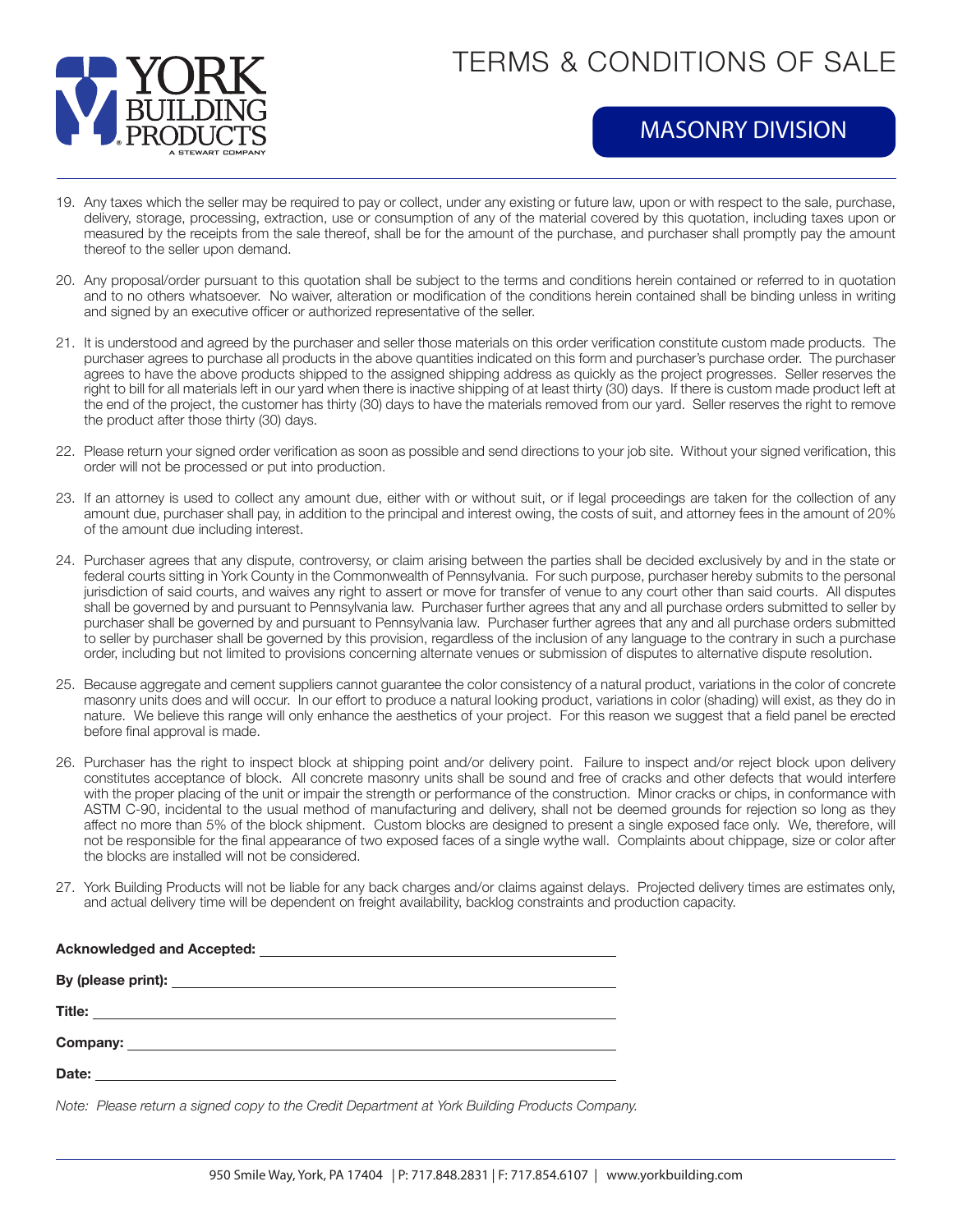# TERMS & CONDITIONS OF SALE

## MASONRY DIVISION

19. Any taxes which the seller may be required to pay or collect, under any existing or future law, upon or with respect to the sale, purchase, delivery, storage, processing, extraction, use or consumption of any of the material covered by this quotation, including taxes upon or measured by the receipts from the sale thereof, shall be for the amount of the purchase, and purchaser shall promptly pay the amount thereof to the seller upon demand.

20. Any proposal/order pursuant to this quotation shall be subject to the terms and conditions herein contained or referred to in quotation and to no others whatsoever. No waiver, alteration or modification of the conditions herein contained shall be binding unless in writing and signed by an executive officer or authorized representative of the seller.

21. It is understood and agreed by the purchaser and seller those materials on this order verification constitute custom made products. The purchaser agrees to purchase all products in the above quantities indicated on this form and purchaser's purchase order. The purchaser agrees to have the above products shipped to the assigned shipping address as quickly as the project progresses. Seller reserves the right to bill for all materials left in our yard when there is inactive shipping of at least thirty (30) days. If there is custom made product left at the end of the project, the customer has thirty (30) days to have the materials removed from our yard. Seller reserves the right to remove the product after those thirty (30) days.

22. Please return your signed order verification as soon as possible and send directions to your job site. Without your signed verification, this order will not be processed or put into production.

23. If an attorney is used to collect any amount due, either with or without suit, or if legal proceedings are taken for the collection of any amount due, purchaser shall pay, in addition to the principal and interest owing, the costs of suit, and attorney fees in the amount of 20% of the amount due including interest.

24. Purchaser agrees that any dispute, controversy, or claim arising between the parties shall be decided exclusively by and in the state or federal courts sitting in York County in the Commonwealth of Pennsylvania. For such purpose, purchaser hereby submits to the personal jurisdiction of said courts, and waives any right to assert or move for transfer of venue to any court other than said courts. All disputes shall be governed by and pursuant to Pennsylvania law. Purchaser further agrees that any and all purchase orders submitted to seller by purchaser shall be governed by and pursuant to Pennsylvania law. Purchaser further agrees that any and all purchase orders submitted to seller by purchaser shall be governed by this provision, regardless of the inclusion of any language to the contrary in such a purchase order, including but not limited to provisions concerning alternate venues or submission of disputes to alternative dispute resolution.

25. Because aggregate and cement suppliers cannot guarantee the color consistency of a natural product, variations in the color of concrete masonry units does and will occur. In our effort to produce a natural looking product, variations in color (shading) will exist, as they do in nature. We believe this range will only enhance the aesthetics of your project. For this reason we suggest that a field panel be erected before final approval is made.

26. Purchaser has the right to inspect block at shipping point and/or delivery point. Failure to inspect and/or reject block upon delivery constitutes acceptance of block. All concrete masonry units shall be sound and free of cracks and other defects that would interfere with the proper placing of the unit or impair the strength or performance of the construction. Minor cracks or chips, in conformance with ASTM C-90, incidental to the usual method of manufacturing and delivery, shall not be deemed grounds for rejection so long as they affect no more than 5% of the block shipment. Custom blocks are designed to present a single exposed face only. We, therefore, will not be responsible for the final appearance of two exposed faces of a single wythe wall. Complaints about chippage, size or color after the blocks are installed will not be considered.

27. York Building Products will not be liable for any back charges and/or claims against delays. Projected delivery times are estimates only, and actual delivery time will be dependent on freight availability, backlog constraints and production capacity.

**Acknowledged and Accepted:** ______________________________

**By (please print):** ______________________________

**Title:** ______________________________

**Company:** ______________________________

**Date:** ______________________________

*Note: Please return a signed copy to the Credit Department at York Building Products Company.*

950 Smile Way, York, PA 17404 | P: 717.848.2831 | F: 717.854.6107 | www.yorkbuilding.com